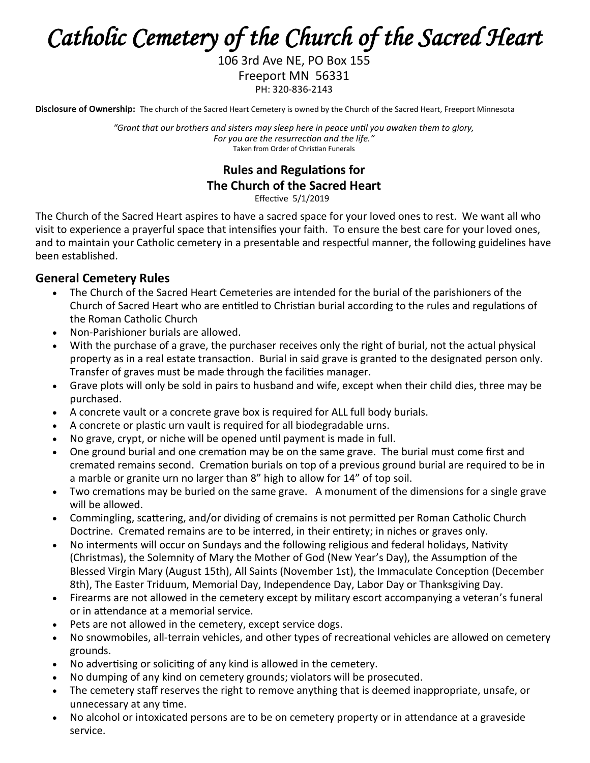# *Catholic Cemetery of the Church of the Sacred Heart*

106 3rd Ave NE, PO Box 155
Freeport MN 56331
PH: 320-836-2143

**Disclosure of Ownership:** The church of the Sacred Heart Cemetery is owned by the Church of the Sacred Heart, Freeport Minnesota

*"Grant that our brothers and sisters may sleep here in peace until you awaken them to glory, For you are the resurrection and the life."*
Taken from Order of Christian Funerals

## Rules and Regulations for The Church of the Sacred Heart

Effective 5/1/2019

The Church of the Sacred Heart aspires to have a sacred space for your loved ones to rest. We want all who visit to experience a prayerful space that intensifies your faith. To ensure the best care for your loved ones, and to maintain your Catholic cemetery in a presentable and respectful manner, the following guidelines have been established.

### General Cemetery Rules

- The Church of the Sacred Heart Cemeteries are intended for the burial of the parishioners of the Church of Sacred Heart who are entitled to Christian burial according to the rules and regulations of the Roman Catholic Church
- Non-Parishioner burials are allowed.
- With the purchase of a grave, the purchaser receives only the right of burial, not the actual physical property as in a real estate transaction. Burial in said grave is granted to the designated person only. Transfer of graves must be made through the facilities manager.
- Grave plots will only be sold in pairs to husband and wife, except when their child dies, three may be purchased.
- A concrete vault or a concrete grave box is required for ALL full body burials.
- A concrete or plastic urn vault is required for all biodegradable urns.
- No grave, crypt, or niche will be opened until payment is made in full.
- One ground burial and one cremation may be on the same grave. The burial must come first and cremated remains second. Cremation burials on top of a previous ground burial are required to be in a marble or granite urn no larger than 8" high to allow for 14" of top soil.
- Two cremations may be buried on the same grave. A monument of the dimensions for a single grave will be allowed.
- Commingling, scattering, and/or dividing of cremains is not permitted per Roman Catholic Church Doctrine. Cremated remains are to be interred, in their entirety; in niches or graves only.
- No interments will occur on Sundays and the following religious and federal holidays, Nativity (Christmas), the Solemnity of Mary the Mother of God (New Year's Day), the Assumption of the Blessed Virgin Mary (August 15th), All Saints (November 1st), the Immaculate Conception (December 8th), The Easter Triduum, Memorial Day, Independence Day, Labor Day or Thanksgiving Day.
- Firearms are not allowed in the cemetery except by military escort accompanying a veteran's funeral or in attendance at a memorial service.
- Pets are not allowed in the cemetery, except service dogs.
- No snowmobiles, all-terrain vehicles, and other types of recreational vehicles are allowed on cemetery grounds.
- No advertising or soliciting of any kind is allowed in the cemetery.
- No dumping of any kind on cemetery grounds; violators will be prosecuted.
- The cemetery staff reserves the right to remove anything that is deemed inappropriate, unsafe, or unnecessary at any time.
- No alcohol or intoxicated persons are to be on cemetery property or in attendance at a graveside service.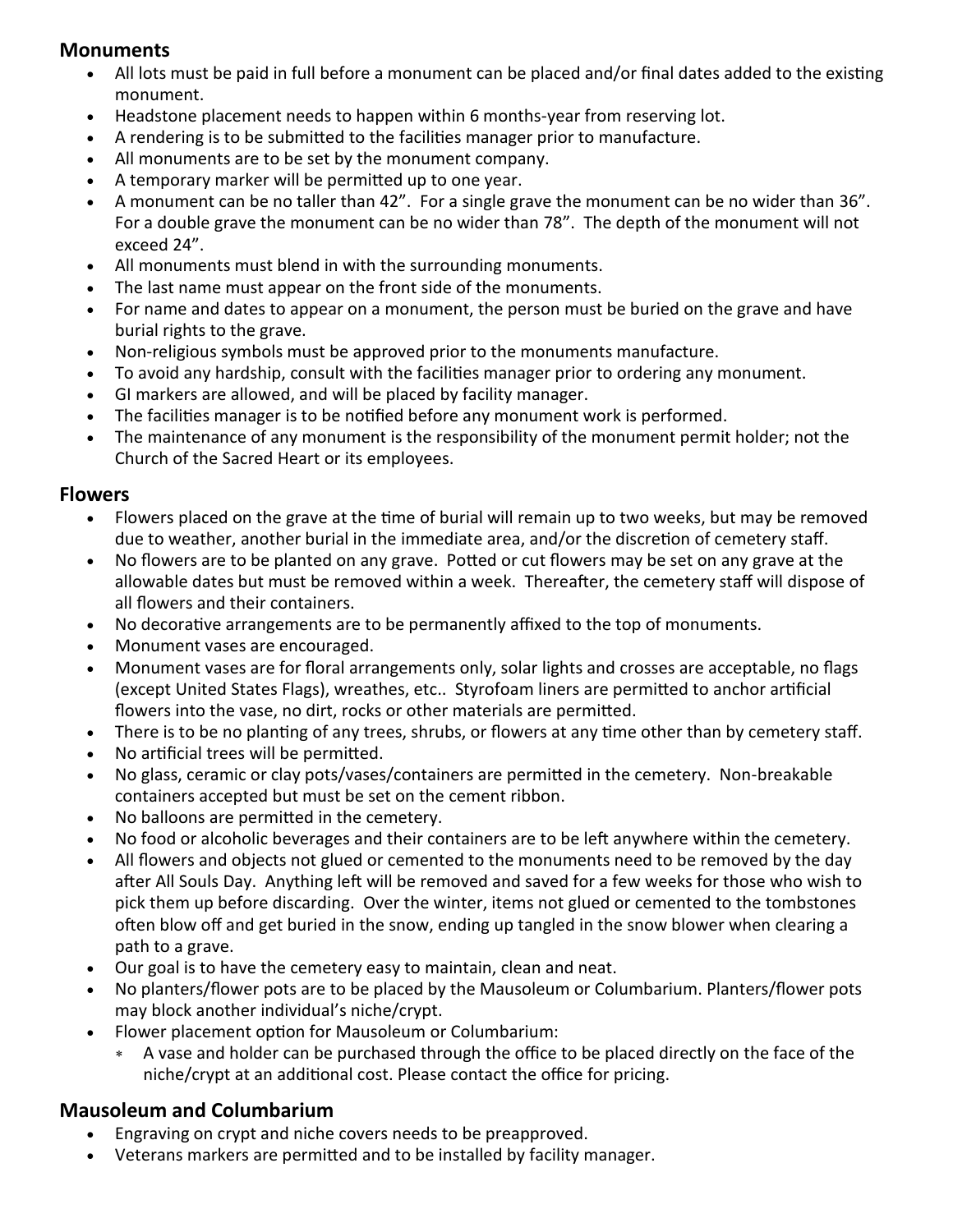## Monuments

- All lots must be paid in full before a monument can be placed and/or final dates added to the existing monument.
- Headstone placement needs to happen within 6 months-year from reserving lot.
- A rendering is to be submitted to the facilities manager prior to manufacture.
- All monuments are to be set by the monument company.
- A temporary marker will be permitted up to one year.
- A monument can be no taller than 42". For a single grave the monument can be no wider than 36". For a double grave the monument can be no wider than 78". The depth of the monument will not exceed 24".
- All monuments must blend in with the surrounding monuments.
- The last name must appear on the front side of the monuments.
- For name and dates to appear on a monument, the person must be buried on the grave and have burial rights to the grave.
- Non-religious symbols must be approved prior to the monuments manufacture.
- To avoid any hardship, consult with the facilities manager prior to ordering any monument.
- GI markers are allowed, and will be placed by facility manager.
- The facilities manager is to be notified before any monument work is performed.
- The maintenance of any monument is the responsibility of the monument permit holder; not the Church of the Sacred Heart or its employees.

## Flowers

- Flowers placed on the grave at the time of burial will remain up to two weeks, but may be removed due to weather, another burial in the immediate area, and/or the discretion of cemetery staff.
- No flowers are to be planted on any grave. Potted or cut flowers may be set on any grave at the allowable dates but must be removed within a week. Thereafter, the cemetery staff will dispose of all flowers and their containers.
- No decorative arrangements are to be permanently affixed to the top of monuments.
- Monument vases are encouraged.
- Monument vases are for floral arrangements only, solar lights and crosses are acceptable, no flags (except United States Flags), wreathes, etc.. Styrofoam liners are permitted to anchor artificial flowers into the vase, no dirt, rocks or other materials are permitted.
- There is to be no planting of any trees, shrubs, or flowers at any time other than by cemetery staff.
- No artificial trees will be permitted.
- No glass, ceramic or clay pots/vases/containers are permitted in the cemetery. Non-breakable containers accepted but must be set on the cement ribbon.
- No balloons are permitted in the cemetery.
- No food or alcoholic beverages and their containers are to be left anywhere within the cemetery.
- All flowers and objects not glued or cemented to the monuments need to be removed by the day after All Souls Day. Anything left will be removed and saved for a few weeks for those who wish to pick them up before discarding. Over the winter, items not glued or cemented to the tombstones often blow off and get buried in the snow, ending up tangled in the snow blower when clearing a path to a grave.
- Our goal is to have the cemetery easy to maintain, clean and neat.
- No planters/flower pots are to be placed by the Mausoleum or Columbarium. Planters/flower pots may block another individual's niche/crypt.
- Flower placement option for Mausoleum or Columbarium:
  - A vase and holder can be purchased through the office to be placed directly on the face of the niche/crypt at an additional cost. Please contact the office for pricing.

## Mausoleum and Columbarium

- Engraving on crypt and niche covers needs to be preapproved.
- Veterans markers are permitted and to be installed by facility manager.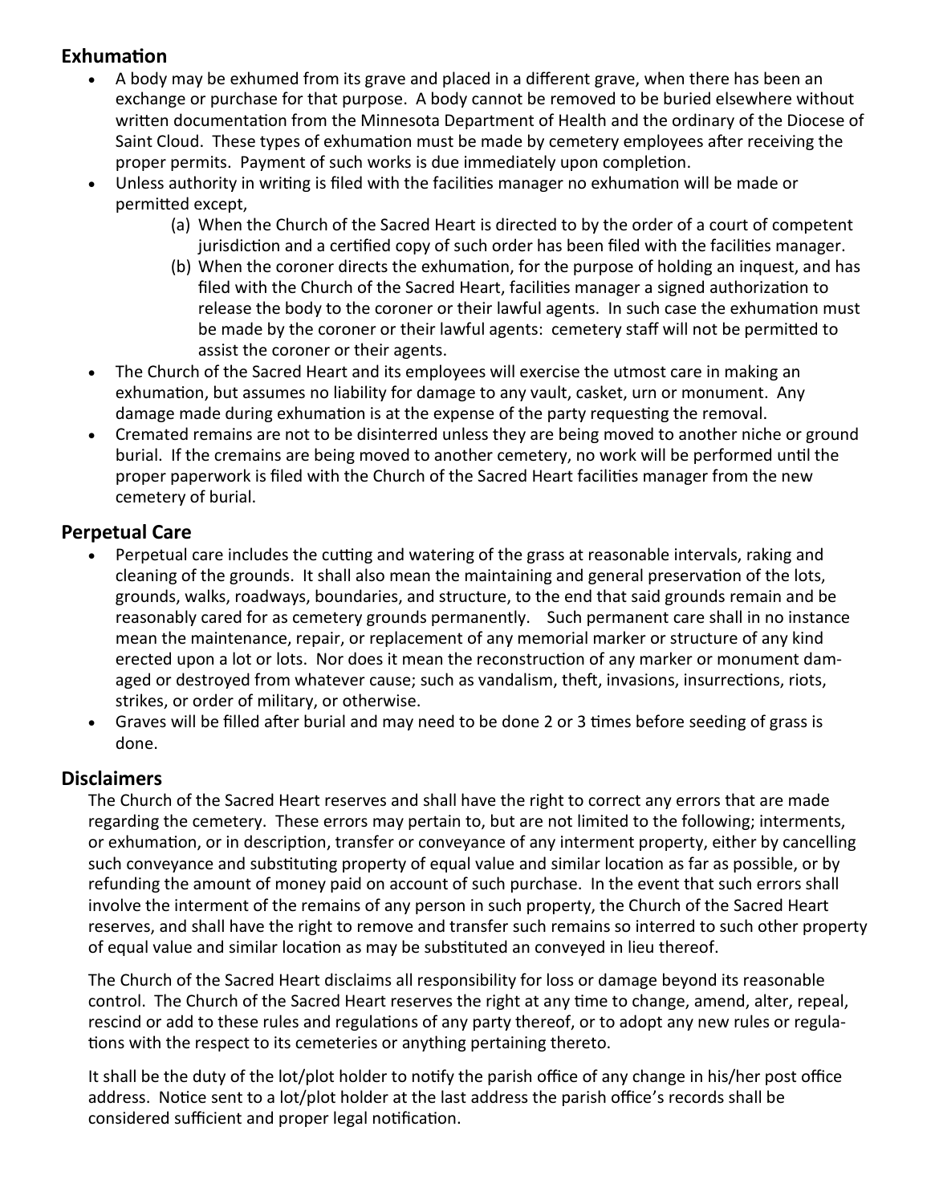## Exhumation

- A body may be exhumed from its grave and placed in a different grave, when there has been an exchange or purchase for that purpose. A body cannot be removed to be buried elsewhere without written documentation from the Minnesota Department of Health and the ordinary of the Diocese of Saint Cloud. These types of exhumation must be made by cemetery employees after receiving the proper permits. Payment of such works is due immediately upon completion.
- Unless authority in writing is filed with the facilities manager no exhumation will be made or permitted except,
    - (a) When the Church of the Sacred Heart is directed to by the order of a court of competent jurisdiction and a certified copy of such order has been filed with the facilities manager.
    - (b) When the coroner directs the exhumation, for the purpose of holding an inquest, and has filed with the Church of the Sacred Heart, facilities manager a signed authorization to release the body to the coroner or their lawful agents. In such case the exhumation must be made by the coroner or their lawful agents: cemetery staff will not be permitted to assist the coroner or their agents.
- The Church of the Sacred Heart and its employees will exercise the utmost care in making an exhumation, but assumes no liability for damage to any vault, casket, urn or monument. Any damage made during exhumation is at the expense of the party requesting the removal.
- Cremated remains are not to be disinterred unless they are being moved to another niche or ground burial. If the cremains are being moved to another cemetery, no work will be performed until the proper paperwork is filed with the Church of the Sacred Heart facilities manager from the new cemetery of burial.

## Perpetual Care

- Perpetual care includes the cutting and watering of the grass at reasonable intervals, raking and cleaning of the grounds. It shall also mean the maintaining and general preservation of the lots, grounds, walks, roadways, boundaries, and structure, to the end that said grounds remain and be reasonably cared for as cemetery grounds permanently. Such permanent care shall in no instance mean the maintenance, repair, or replacement of any memorial marker or structure of any kind erected upon a lot or lots. Nor does it mean the reconstruction of any marker or monument damaged or destroyed from whatever cause; such as vandalism, theft, invasions, insurrections, riots, strikes, or order of military, or otherwise.
- Graves will be filled after burial and may need to be done 2 or 3 times before seeding of grass is done.

## Disclaimers

The Church of the Sacred Heart reserves and shall have the right to correct any errors that are made regarding the cemetery. These errors may pertain to, but are not limited to the following; interments, or exhumation, or in description, transfer or conveyance of any interment property, either by cancelling such conveyance and substituting property of equal value and similar location as far as possible, or by refunding the amount of money paid on account of such purchase. In the event that such errors shall involve the interment of the remains of any person in such property, the Church of the Sacred Heart reserves, and shall have the right to remove and transfer such remains so interred to such other property of equal value and similar location as may be substituted an conveyed in lieu thereof.

The Church of the Sacred Heart disclaims all responsibility for loss or damage beyond its reasonable control. The Church of the Sacred Heart reserves the right at any time to change, amend, alter, repeal, rescind or add to these rules and regulations of any party thereof, or to adopt any new rules or regulations with the respect to its cemeteries or anything pertaining thereto.

It shall be the duty of the lot/plot holder to notify the parish office of any change in his/her post office address. Notice sent to a lot/plot holder at the last address the parish office's records shall be considered sufficient and proper legal notification.